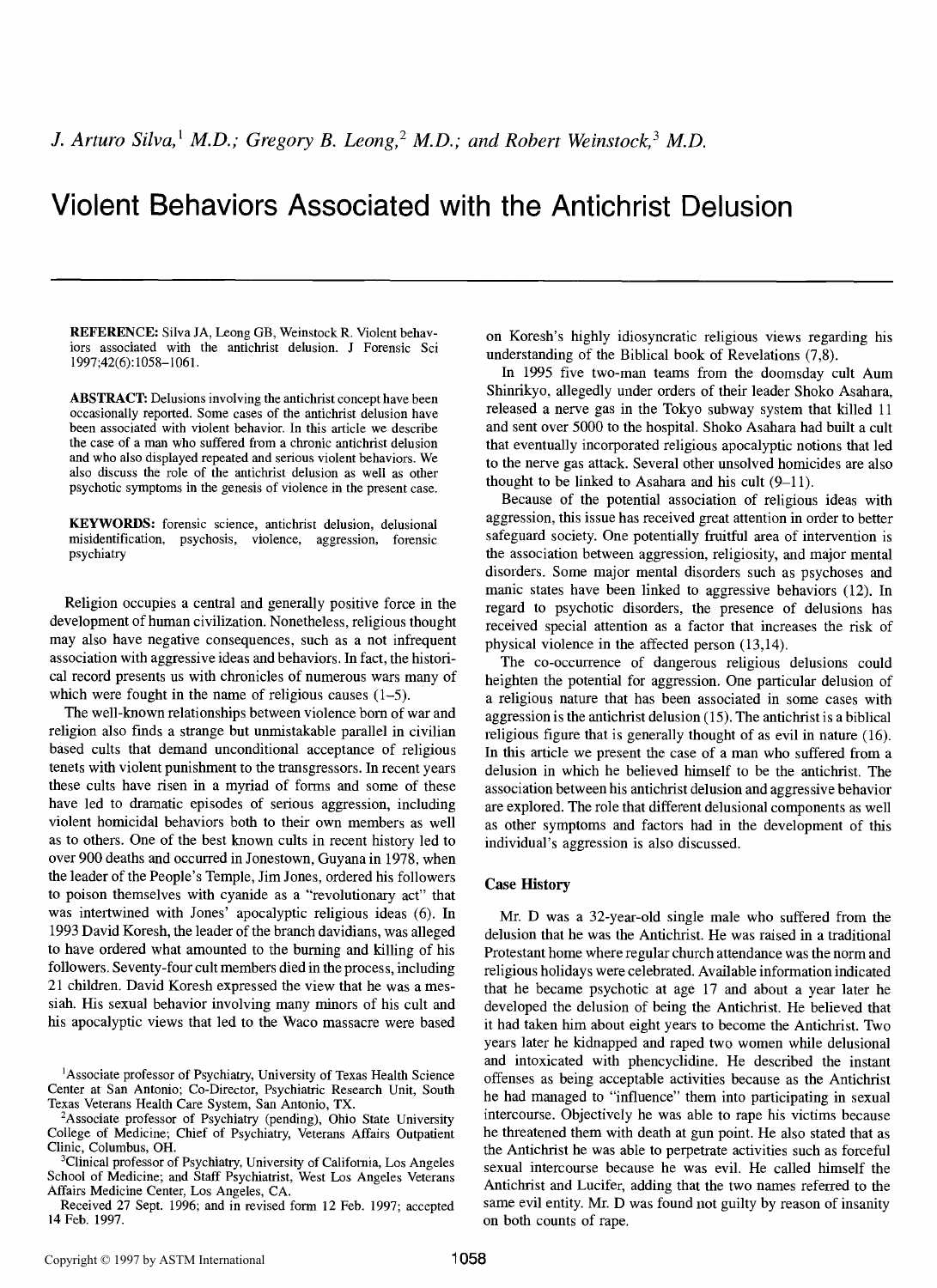*J. Arturo Silva,[1] M.D.; Gregory B. Leong,[2] M.D.; and Robert Weinstock,[3] M.D.*

# Violent Behaviors Associated with the Antichrist Delusion

**REFERENCE:** Silva JA, Leong GB, Weinstock R. Violent behaviors associated with the antichrist delusion. J Forensic Sci 1997;42(6):1058–1061.

**ABSTRACT:** Delusions involving the antichrist concept have been occasionally reported. Some cases of the antichrist delusion have been associated with violent behavior. In this article we describe the case of a man who suffered from a chronic antichrist delusion and who also displayed repeated and serious violent behaviors. We also discuss the role of the antichrist delusion as well as other psychotic symptoms in the genesis of violence in the present case.

**KEYWORDS:** forensic science, antichrist delusion, delusional misidentification, psychosis, violence, aggression, forensic psychiatry

Religion occupies a central and generally positive force in the development of human civilization. Nonetheless, religious thought may also have negative consequences, such as a not infrequent association with aggressive ideas and behaviors. In fact, the historical record presents us with chronicles of numerous wars many of which were fought in the name of religious causes (1–5).

The well-known relationships between violence born of war and religion also finds a strange but unmistakable parallel in civilian based cults that demand unconditional acceptance of religious tenets with violent punishment to the transgressors. In recent years these cults have risen in a myriad of forms and some of these have led to dramatic episodes of serious aggression, including violent homicidal behaviors both to their own members as well as to others. One of the best known cults in recent history led to over 900 deaths and occurred in Jonestown, Guyana in 1978, when the leader of the People's Temple, Jim Jones, ordered his followers to poison themselves with cyanide as a "revolutionary act" that was intertwined with Jones' apocalyptic religious ideas (6). In 1993 David Koresh, the leader of the branch davidians, was alleged to have ordered what amounted to the burning and killing of his followers. Seventy-four cult members died in the process, including 21 children. David Koresh expressed the view that he was a messiah. His sexual behavior involving many minors of his cult and his apocalyptic views that led to the Waco massacre were based on Koresh's highly idiosyncratic religious views regarding his understanding of the Biblical book of Revelations (7,8).

In 1995 five two-man teams from the doomsday cult Aum Shinrikyo, allegedly under orders of their leader Shoko Asahara, released a nerve gas in the Tokyo subway system that killed 11 and sent over 5000 to the hospital. Shoko Asahara had built a cult that eventually incorporated religious apocalyptic notions that led to the nerve gas attack. Several other unsolved homicides are also thought to be linked to Asahara and his cult (9–11).

Because of the potential association of religious ideas with aggression, this issue has received great attention in order to better safeguard society. One potentially fruitful area of intervention is the association between aggression, religiosity, and major mental disorders. Some major mental disorders such as psychoses and manic states have been linked to aggressive behaviors (12). In regard to psychotic disorders, the presence of delusions has received special attention as a factor that increases the risk of physical violence in the affected person (13,14).

The co-occurrence of dangerous religious delusions could heighten the potential for aggression. One particular delusion of a religious nature that has been associated in some cases with aggression is the antichrist delusion (15). The antichrist is a biblical religious figure that is generally thought of as evil in nature (16). In this article we present the case of a man who suffered from a delusion in which he believed himself to be the antichrist. The association between his antichrist delusion and aggressive behavior are explored. The role that different delusional components as well as other symptoms and factors had in the development of this individual's aggression is also discussed.

## Case History

Mr. D was a 32-year-old single male who suffered from the delusion that he was the Antichrist. He was raised in a traditional Protestant home where regular church attendance was the norm and religious holidays were celebrated. Available information indicated that he became psychotic at age 17 and about a year later he developed the delusion of being the Antichrist. He believed that it had taken him about eight years to become the Antichrist. Two years later he kidnapped and raped two women while delusional and intoxicated with phencyclidine. He described the instant offenses as being acceptable activities because as the Antichrist he had managed to "influence" them into participating in sexual intercourse. Objectively he was able to rape his victims because he threatened them with death at gun point. He also stated that as the Antichrist he was able to perpetrate activities such as forceful sexual intercourse because he was evil. He called himself the Antichrist and Lucifer, adding that the two names referred to the same evil entity. Mr. D was found not guilty by reason of insanity on both counts of rape.

[1] Associate professor of Psychiatry, University of Texas Health Science Center at San Antonio; Co-Director, Psychiatric Research Unit, South Texas Veterans Health Care System, San Antonio, TX.

[2] Associate professor of Psychiatry (pending), Ohio State University College of Medicine; Chief of Psychiatry, Veterans Affairs Outpatient Clinic, Columbus, OH.

[3] Clinical professor of Psychiatry, University of California, Los Angeles School of Medicine; and Staff Psychiatrist, West Los Angeles Veterans Affairs Medicine Center, Los Angeles, CA.

Received 27 Sept. 1996; and in revised form 12 Feb. 1997; accepted 14 Feb. 1997.

Copyright © 1997 by ASTM International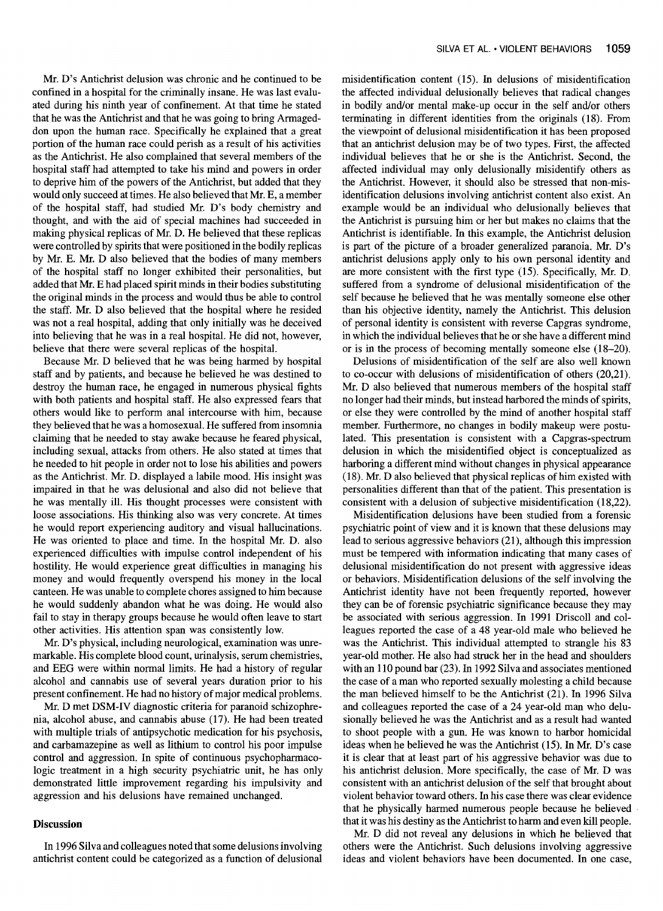Mr. D's Antichrist delusion was chronic and he continued to be confined in a hospital for the criminally insane. He was last evaluated during his ninth year of confinement. At that time he stated that he was the Antichrist and that he was going to bring Armageddon upon the human race. Specifically he explained that a great portion of the human race could perish as a result of his activities as the Antichrist. He also complained that several members of the hospital staff had attempted to take his mind and powers in order to deprive him of the powers of the Antichrist, but added that they would only succeed at times. He also believed that Mr. E, a member of the hospital staff, had studied Mr. D's body chemistry and thought, and with the aid of special machines had succeeded in making physical replicas of Mr. D. He believed that these replicas were controlled by spirits that were positioned in the bodily replicas by Mr. E. Mr. D also believed that the bodies of many members of the hospital staff no longer exhibited their personalities, but added that Mr. E had placed spirit minds in their bodies substituting the original minds in the process and would thus be able to control the staff. Mr. D also believed that the hospital where he resided was not a real hospital, adding that only initially was he deceived into believing that he was in a real hospital. He did not, however, believe that there were several replicas of the hospital.

Because Mr. D believed that he was being harmed by hospital staff and by patients, and because he believed he was destined to destroy the human race, he engaged in numerous physical fights with both patients and hospital staff. He also expressed fears that others would like to perform anal intercourse with him, because they believed that he was a homosexual. He suffered from insomnia claiming that he needed to stay awake because he feared physical, including sexual, attacks from others. He also stated at times that he needed to hit people in order not to lose his abilities and powers as the Antichrist. Mr. D. displayed a labile mood. His insight was impaired in that he was delusional and also did not believe that he was mentally ill. His thought processes were consistent with loose associations. His thinking also was very concrete. At times he would report experiencing auditory and visual hallucinations. He was oriented to place and time. In the hospital Mr. D. also experienced difficulties with impulse control independent of his hostility. He would experience great difficulties in managing his money and would frequently overspend his money in the local canteen. He was unable to complete chores assigned to him because he would suddenly abandon what he was doing. He would also fail to stay in therapy groups because he would often leave to start other activities. His attention span was consistently low.

Mr. D's physical, including neurological, examination was unremarkable. His complete blood count, urinalysis, serum chemistries, and EEG were within normal limits. He had a history of regular alcohol and cannabis use of several years duration prior to his present confinement. He had no history of major medical problems.

Mr. D met DSM-IV diagnostic criteria for paranoid schizophrenia, alcohol abuse, and cannabis abuse (17). He had been treated with multiple trials of antipsychotic medication for his psychosis, and carbamazepine as well as lithium to control his poor impulse control and aggression. In spite of continuous psychopharmacologic treatment in a high security psychiatric unit, he has only demonstrated little improvement regarding his impulsivity and aggression and his delusions have remained unchanged.

## Discussion

In 1996 Silva and colleagues noted that some delusions involving antichrist content could be categorized as a function of delusional misidentification content (15). In delusions of misidentification the affected individual delusionally believes that radical changes in bodily and/or mental make-up occur in the self and/or others terminating in different identities from the originals (18). From the viewpoint of delusional misidentification it has been proposed that an antichrist delusion may be of two types. First, the affected individual believes that he or she is the Antichrist. Second, the affected individual may only delusionally misidentify others as the Antichrist. However, it should also be stressed that non-misidentification delusions involving antichrist content also exist. An example would be an individual who delusionally believes that the Antichrist is pursuing him or her but makes no claims that the Antichrist is identifiable. In this example, the Antichrist delusion is part of the picture of a broader generalized paranoia. Mr. D's antichrist delusions apply only to his own personal identity and are more consistent with the first type (15). Specifically, Mr. D. suffered from a syndrome of delusional misidentification of the self because he believed that he was mentally someone else other than his objective identity, namely the Antichrist. This delusion of personal identity is consistent with reverse Capgras syndrome, in which the individual believes that he or she have a different mind or is in the process of becoming mentally someone else (18–20).

Delusions of misidentification of the self are also well known to co-occur with delusions of misidentification of others (20,21). Mr. D also believed that numerous members of the hospital staff no longer had their minds, but instead harbored the minds of spirits, or else they were controlled by the mind of another hospital staff member. Furthermore, no changes in bodily makeup were postulated. This presentation is consistent with a Capgras-spectrum delusion in which the misidentified object is conceptualized as harboring a different mind without changes in physical appearance (18). Mr. D also believed that physical replicas of him existed with personalities different than that of the patient. This presentation is consistent with a delusion of subjective misidentification (18,22).

Misidentification delusions have been studied from a forensic psychiatric point of view and it is known that these delusions may lead to serious aggressive behaviors (21), although this impression must be tempered with information indicating that many cases of delusional misidentification do not present with aggressive ideas or behaviors. Misidentification delusions of the self involving the Antichrist identity have not been frequently reported, however they can be of forensic psychiatric significance because they may be associated with serious aggression. In 1991 Driscoll and colleagues reported the case of a 48 year-old male who believed he was the Antichrist. This individual attempted to strangle his 83 year-old mother. He also had struck her in the head and shoulders with an 110 pound bar (23). In 1992 Silva and associates mentioned the case of a man who reported sexually molesting a child because the man believed himself to be the Antichrist (21). In 1996 Silva and colleagues reported the case of a 24 year-old man who delusionally believed he was the Antichrist and as a result had wanted to shoot people with a gun. He was known to harbor homicidal ideas when he believed he was the Antichrist (15). In Mr. D's case it is clear that at least part of his aggressive behavior was due to his antichrist delusion. More specifically, the case of Mr. D was consistent with an antichrist delusion of the self that brought about violent behavior toward others. In his case there was clear evidence that he physically harmed numerous people because he believed that it was his destiny as the Antichrist to harm and even kill people.

Mr. D did not reveal any delusions in which he believed that others were the Antichrist. Such delusions involving aggressive ideas and violent behaviors have been documented. In one case,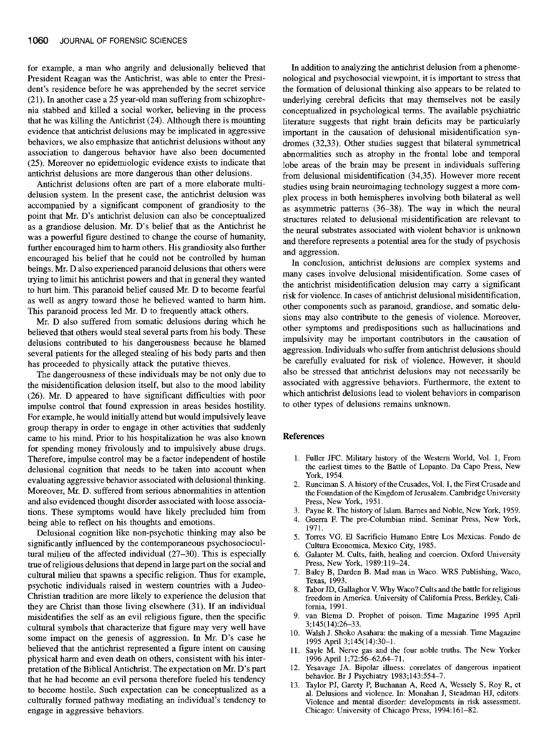for example, a man who angrily and delusionally believed that President Reagan was the Antichrist, was able to enter the President's residence before he was apprehended by the secret service (21). In another case a 25 year-old man suffering from schizophrenia stabbed and killed a social worker, believing in the process that he was killing the Antichrist (24). Although there is mounting evidence that antichrist delusions may be implicated in aggressive behaviors, we also emphasize that antichrist delusions without any association to dangerous behavior have also been documented (25). Moreover no epidemiologic evidence exists to indicate that antichrist delusions are more dangerous than other delusions.

Antichrist delusions often are part of a more elaborate multi-delusion system. In the present case, the antichrist delusion was accompanied by a significant component of grandiosity to the point that Mr. D's antichrist delusion can also be conceptualized as a grandiose delusion. Mr. D's belief that as the Antichrist he was a powerful figure destined to change the course of humanity, further encouraged him to harm others. His grandiosity also further encouraged his belief that he could not be controlled by human beings. Mr. D also experienced paranoid delusions that others were trying to limit his antichrist powers and that in general they wanted to hurt him. This paranoid belief caused Mr. D to become fearful as well as angry toward those he believed wanted to harm him. This paranoid process led Mr. D to frequently attack others.

Mr. D also suffered from somatic delusions during which he believed that others would steal several parts from his body. These delusions contributed to his dangerousness because he blamed several patients for the alleged stealing of his body parts and then has proceeded to physically attack the putative thieves.

The dangerousness of these individuals may be not only due to the misidentification delusion itself, but also to the mood lability (26). Mr. D appeared to have significant difficulties with poor impulse control that found expression in areas besides hostility. For example, he would initially attend but would impulsively leave group therapy in order to engage in other activities that suddenly came to his mind. Prior to his hospitalization he was also known for spending money frivolously and to impulsively abuse drugs. Therefore, impulse control may be a factor independent of hostile delusional cognition that needs to be taken into account when evaluating aggressive behavior associated with delusional thinking. Moreover, Mr. D. suffered from serious abnormalities in attention and also evidenced thought disorder associated with loose associations. These symptoms would have likely precluded him from being able to reflect on his thoughts and emotions.

Delusional cognition like non-psychotic thinking may also be significantly influenced by the contemporaneous psychosociocultural milieu of the affected individual (27–30). This is especially true of religious delusions that depend in large part on the social and cultural milieu that spawns a specific religion. Thus for example, psychotic individuals raised in western countries with a Judeo-Christian tradition are more likely to experience the delusion that they are Christ than those living elsewhere (31). If an individual misidentifies the self as an evil religious figure, then the specific cultural symbols that characterize that figure may very well have some impact on the genesis of aggression. In Mr. D's case he believed that the antichrist represented a figure intent on causing physical harm and even death on others, consistent with his interpretation of the Biblical Antichrist. The expectation on Mr. D's part that he had become an evil persona therefore fueled his tendency to become hostile. Such expectation can be conceptualized as a culturally formed pathway mediating an individual's tendency to engage in aggressive behaviors.

In addition to analyzing the antichrist delusion from a phenomenological and psychosocial viewpoint, it is important to stress that the formation of delusional thinking also appears to be related to underlying cerebral deficits that may themselves not be easily conceptualized in psychological terms. The available psychiatric literature suggests that right brain deficits may be particularly important in the causation of delusional misidentification syndromes (32,33). Other studies suggest that bilateral symmetrical abnormalities such as atrophy in the frontal lobe and temporal lobe areas of the brain may be present in individuals suffering from delusional misidentification (34,35). However more recent studies using brain neuroimaging technology suggest a more complex process in both hemispheres involving both bilateral as well as asymmetric patterns (36–38). The way in which the neural structures related to delusional misidentification are relevant to the neural substrates associated with violent behavior is unknown and therefore represents a potential area for the study of psychosis and aggression.

In conclusion, antichrist delusions are complex systems and many cases involve delusional misidentification. Some cases of the antichrist misidentification delusion may carry a significant risk for violence. In cases of antichrist delusional misidentification, other components such as paranoid, grandiose, and somatic delusions may also contribute to the genesis of violence. Moreover, other symptoms and predispositions such as hallucinations and impulsivity may be important contributors in the causation of aggression. Individuals who suffer from antichrist delusions should be carefully evaluated for risk of violence. However, it should also be stressed that antichrist delusions may not necessarily be associated with aggressive behaviors. Furthermore, the extent to which antichrist delusions lead to violent behaviors in comparison to other types of delusions remains unknown.

## References

1. Fuller JFC. Military history of the Western World, Vol. 1, From the earliest times to the Battle of Lopanto. Da Capo Press, New York, 1954.
2. Runciman S. A history of the Crusades, Vol. 1, the First Crusade and the Foundation of the Kingdom of Jerusalem. Cambridge University Press, New York, 1951.
3. Payne R. The history of Islam. Barnes and Noble, New York, 1959.
4. Guerra F. The pre-Columbian mind. Seminar Press, New York, 1971.
5. Torres VG. El Sacrificio Humano Entre Los Mexicas. Fondo de Cultura Economica, Mexico City, 1985.
6. Galanter M. Cults, faith, healing and coercion. Oxford University Press, New York, 1989:119–24.
7. Baley B, Darden B. Mad man in Waco. WRS Publishing, Waco, Texas, 1993.
8. Tabor JD, Gallaghor V. Why Waco? Cults and the battle for religious freedom in America. University of California Press, Berkley, California, 1991.
9. van Biema D. Prophet of poison. Time Magazine 1995 April 3;145(14):26–33.
10. Walsh J. Shoko Asahara: the making of a messiah. Time Magazine 1995 April 3;145(14):30–1.
11. Sayle M. Nerve gas and the four noble truths. The New Yorker 1996 April 1;72:56–62,64–71.
12. Yesavage JA. Bipolar illness: correlates of dangerous inpatient behavior. Br J Psychiatry 1983;143:554–7.
13. Taylor PJ, Garety P, Buchanan A, Reed A, Wessely S, Roy R, et al. Delusions and violence. In: Monahan J, Steadman HJ, editors. Violence and mental disorder: developments in risk assessment. Chicago: University of Chicago Press, 1994:161–82.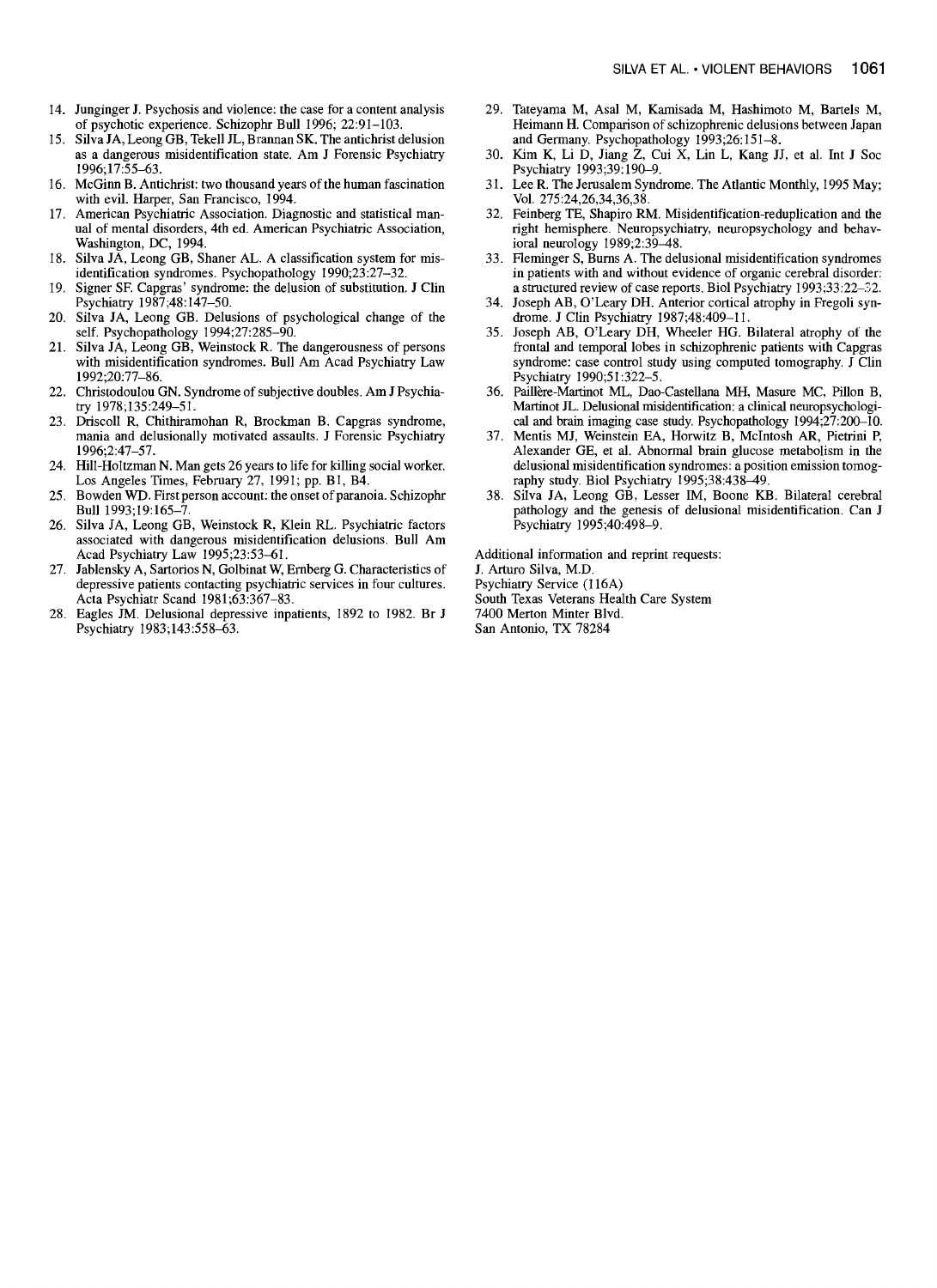14. Junginger J. Psychosis and violence: the case for a content analysis of psychotic experience. Schizophr Bull 1996; 22:91–103.
15. Silva JA, Leong GB, Tekell JL, Brannan SK. The antichrist delusion as a dangerous misidentification state. Am J Forensic Psychiatry 1996;17:55–63.
16. McGinn B. Antichrist: two thousand years of the human fascination with evil. Harper, San Francisco, 1994.
17. American Psychiatric Association. Diagnostic and statistical manual of mental disorders, 4th ed. American Psychiatric Association, Washington, DC, 1994.
18. Silva JA, Leong GB, Shaner AL. A classification system for misidentification syndromes. Psychopathology 1990;23:27–32.
19. Signer SF. Capgras' syndrome: the delusion of substitution. J Clin Psychiatry 1987;48:147–50.
20. Silva JA, Leong GB. Delusions of psychological change of the self. Psychopathology 1994;27:285–90.
21. Silva JA, Leong GB, Weinstock R. The dangerousness of persons with misidentification syndromes. Bull Am Acad Psychiatry Law 1992;20:77–86.
22. Christodoulou GN. Syndrome of subjective doubles. Am J Psychiatry 1978;135:249–51.
23. Driscoll R, Chithiramohan R, Brockman B. Capgras syndrome, mania and delusionally motivated assaults. J Forensic Psychiatry 1996;2:47–57.
24. Hill-Holtzman N. Man gets 26 years to life for killing social worker. Los Angeles Times, February 27, 1991; pp. B1, B4.
25. Bowden WD. First person account: the onset of paranoia. Schizophr Bull 1993;19:165–7.
26. Silva JA, Leong GB, Weinstock R, Klein RL. Psychiatric factors associated with dangerous misidentification delusions. Bull Am Acad Psychiatry Law 1995;23:53–61.
27. Jablensky A, Sartorios N, Golbinat W, Ernberg G. Characteristics of depressive patients contacting psychiatric services in four cultures. Acta Psychiatr Scand 1981;63:367–83.
28. Eagles JM. Delusional depressive inpatients, 1892 to 1982. Br J Psychiatry 1983;143:558–63.
29. Tateyama M, Asal M, Kamisada M, Hashimoto M, Bartels M, Heimann H. Comparison of schizophrenic delusions between Japan and Germany. Psychopathology 1993;26:151–8.
30. Kim K, Li D, Jiang Z, Cui X, Lin L, Kang JJ, et al. Int J Soc Psychiatry 1993;39:190–9.
31. Lee R. The Jerusalem Syndrome. The Atlantic Monthly, 1995 May; Vol. 275:24,26,34,36,38.
32. Feinberg TE, Shapiro RM. Misidentification-reduplication and the right hemisphere. Neuropsychiatry, neuropsychology and behavioral neurology 1989;2:39–48.
33. Fleminger S, Burns A. The delusional misidentification syndromes in patients with and without evidence of organic cerebral disorder: a structured review of case reports. Biol Psychiatry 1993;33:22–32.
34. Joseph AB, O'Leary DH. Anterior cortical atrophy in Fregoli syndrome. J Clin Psychiatry 1987;48:409–11.
35. Joseph AB, O'Leary DH, Wheeler HG. Bilateral atrophy of the frontal and temporal lobes in schizophrenic patients with Capgras syndrome: case control study using computed tomography. J Clin Psychiatry 1990;51:322–5.
36. Paillère-Martinot ML, Dao-Castellana MH, Masure MC, Pillon B, Martinot JL. Delusional misidentification: a clinical neuropsychological and brain imaging case study. Psychopathology 1994;27:200–10.
37. Mentis MJ, Weinstein EA, Horwitz B, McIntosh AR, Pietrini P, Alexander GE, et al. Abnormal brain glucose metabolism in the delusional misidentification syndromes: a position emission tomography study. Biol Psychiatry 1995;38:438–49.
38. Silva JA, Leong GB, Lesser IM, Boone KB. Bilateral cerebral pathology and the genesis of delusional misidentification. Can J Psychiatry 1995;40:498–9.

Additional information and reprint requests:
J. Arturo Silva, M.D.
Psychiatry Service (116A)
South Texas Veterans Health Care System
7400 Merton Minter Blvd.
San Antonio, TX 78284